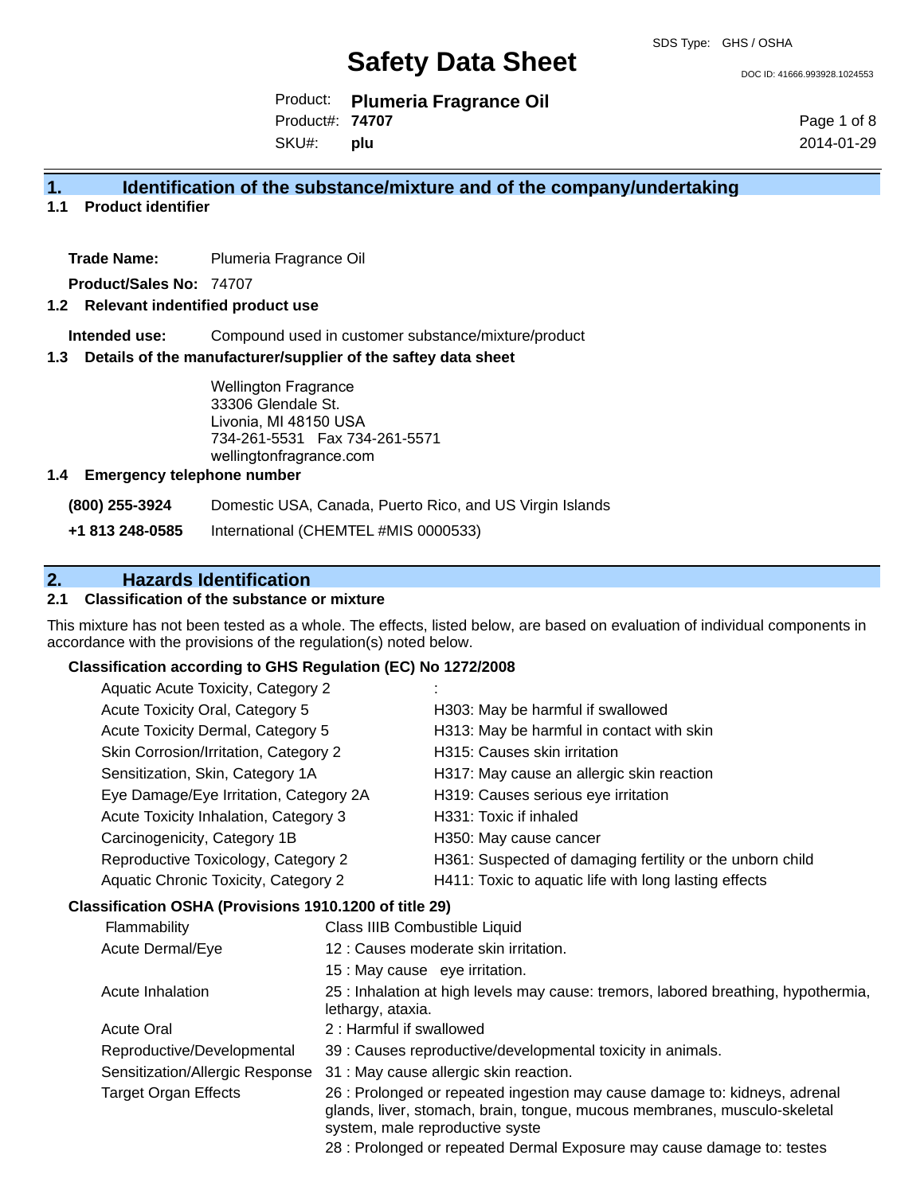SDS Type: GHS / OSHA

# Safety Data Sheet

DOC ID: 41666.993928.1024553

Product: **Plumeria Fragrance Oil**
Product#: **74707**
SKU#: **plu**

2014-01-29

## 1. Identification of the substance/mixture and of the company/undertaking

### 1.1 Product identifier

**Trade Name:** Plumeria Fragrance Oil

**Product/Sales No:** 74707

### 1.2 Relevant indentified product use

**Intended use:** Compound used in customer substance/mixture/product

### 1.3 Details of the manufacturer/supplier of the saftey data sheet

Wellington Fragrance
33306 Glendale St.
Livonia, MI 48150 USA
734-261-5531 Fax 734-261-5571
wellingtonfragrance.com

### 1.4 Emergency telephone number

**(800) 255-3924** Domestic USA, Canada, Puerto Rico, and US Virgin Islands

**+1 813 248-0585** International (CHEMTEL #MIS 0000533)

## 2. Hazards Identification

### 2.1 Classification of the substance or mixture

This mixture has not been tested as a whole. The effects, listed below, are based on evaluation of individual components in accordance with the provisions of the regulation(s) noted below.

**Classification according to GHS Regulation (EC) No 1272/2008**

| | |
|---|---|
| Aquatic Acute Toxicity, Category 2 | : |
| Acute Toxicity Oral, Category 5 | H303: May be harmful if swallowed |
| Acute Toxicity Dermal, Category 5 | H313: May be harmful in contact with skin |
| Skin Corrosion/Irritation, Category 2 | H315: Causes skin irritation |
| Sensitization, Skin, Category 1A | H317: May cause an allergic skin reaction |
| Eye Damage/Eye Irritation, Category 2A | H319: Causes serious eye irritation |
| Acute Toxicity Inhalation, Category 3 | H331: Toxic if inhaled |
| Carcinogenicity, Category 1B | H350: May cause cancer |
| Reproductive Toxicology, Category 2 | H361: Suspected of damaging fertility or the unborn child |
| Aquatic Chronic Toxicity, Category 2 | H411: Toxic to aquatic life with long lasting effects |

**Classification OSHA (Provisions 1910.1200 of title 29)**

| | |
|---|---|
| Flammability | Class IIIB Combustible Liquid |
| Acute Dermal/Eye | 12 : Causes moderate skin irritation. |
| | 15 : May cause eye irritation. |
| Acute Inhalation | 25 : Inhalation at high levels may cause: tremors, labored breathing, hypothermia, lethargy, ataxia. |
| Acute Oral | 2 : Harmful if swallowed |
| Reproductive/Developmental | 39 : Causes reproductive/developmental toxicity in animals. |
| Sensitization/Allergic Response | 31 : May cause allergic skin reaction. |
| Target Organ Effects | 26 : Prolonged or repeated ingestion may cause damage to: kidneys, adrenal glands, liver, stomach, brain, tongue, mucous membranes, musculo-skeletal system, male reproductive syste |
| | 28 : Prolonged or repeated Dermal Exposure may cause damage to: testes |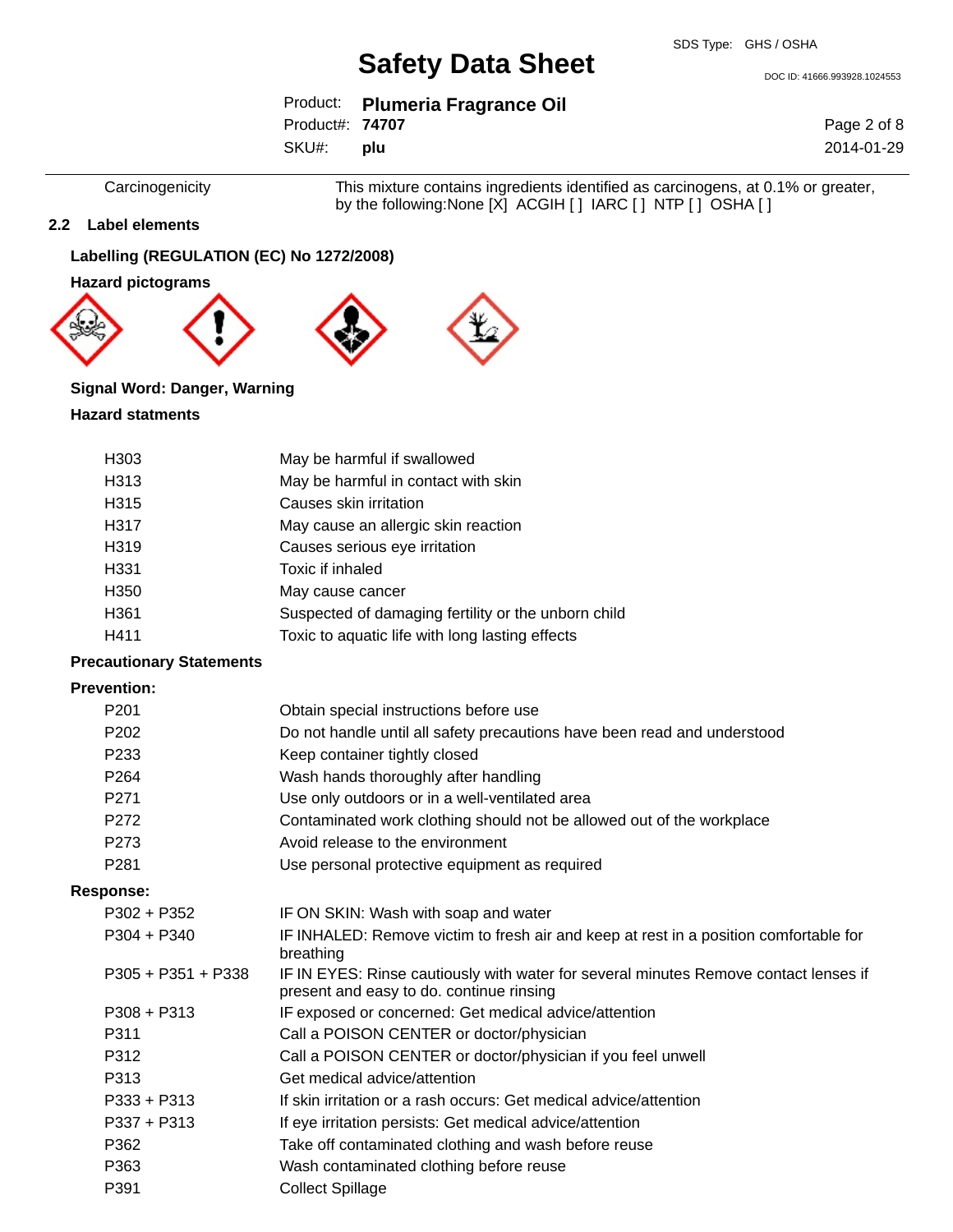| | |
|---|---|
| Carcinogenicity | This mixture contains ingredients identified as carcinogens, at 0.1% or greater, by the following:None [X] ACGIH [ ] IARC [ ] NTP [ ] OSHA [ ] |

## 2.2 Label elements

**Labelling (REGULATION (EC) No 1272/2008)**

**Hazard pictograms**

**Signal Word: Danger, Warning**

**Hazard statments**

| | |
|---|---|
| H303 | May be harmful if swallowed |
| H313 | May be harmful in contact with skin |
| H315 | Causes skin irritation |
| H317 | May cause an allergic skin reaction |
| H319 | Causes serious eye irritation |
| H331 | Toxic if inhaled |
| H350 | May cause cancer |
| H361 | Suspected of damaging fertility or the unborn child |
| H411 | Toxic to aquatic life with long lasting effects |

**Precautionary Statements**

**Prevention:**

| | |
|---|---|
| P201 | Obtain special instructions before use |
| P202 | Do not handle until all safety precautions have been read and understood |
| P233 | Keep container tightly closed |
| P264 | Wash hands thoroughly after handling |
| P271 | Use only outdoors or in a well-ventilated area |
| P272 | Contaminated work clothing should not be allowed out of the workplace |
| P273 | Avoid release to the environment |
| P281 | Use personal protective equipment as required |

**Response:**

| | |
|---|---|
| P302 + P352 | IF ON SKIN: Wash with soap and water |
| P304 + P340 | IF INHALED: Remove victim to fresh air and keep at rest in a position comfortable for breathing |
| P305 + P351 + P338 | IF IN EYES: Rinse cautiously with water for several minutes Remove contact lenses if present and easy to do. continue rinsing |
| P308 + P313 | IF exposed or concerned: Get medical advice/attention |
| P311 | Call a POISON CENTER or doctor/physician |
| P312 | Call a POISON CENTER or doctor/physician if you feel unwell |
| P313 | Get medical advice/attention |
| P333 + P313 | If skin irritation or a rash occurs: Get medical advice/attention |
| P337 + P313 | If eye irritation persists: Get medical advice/attention |
| P362 | Take off contaminated clothing and wash before reuse |
| P363 | Wash contaminated clothing before reuse |
| P391 | Collect Spillage |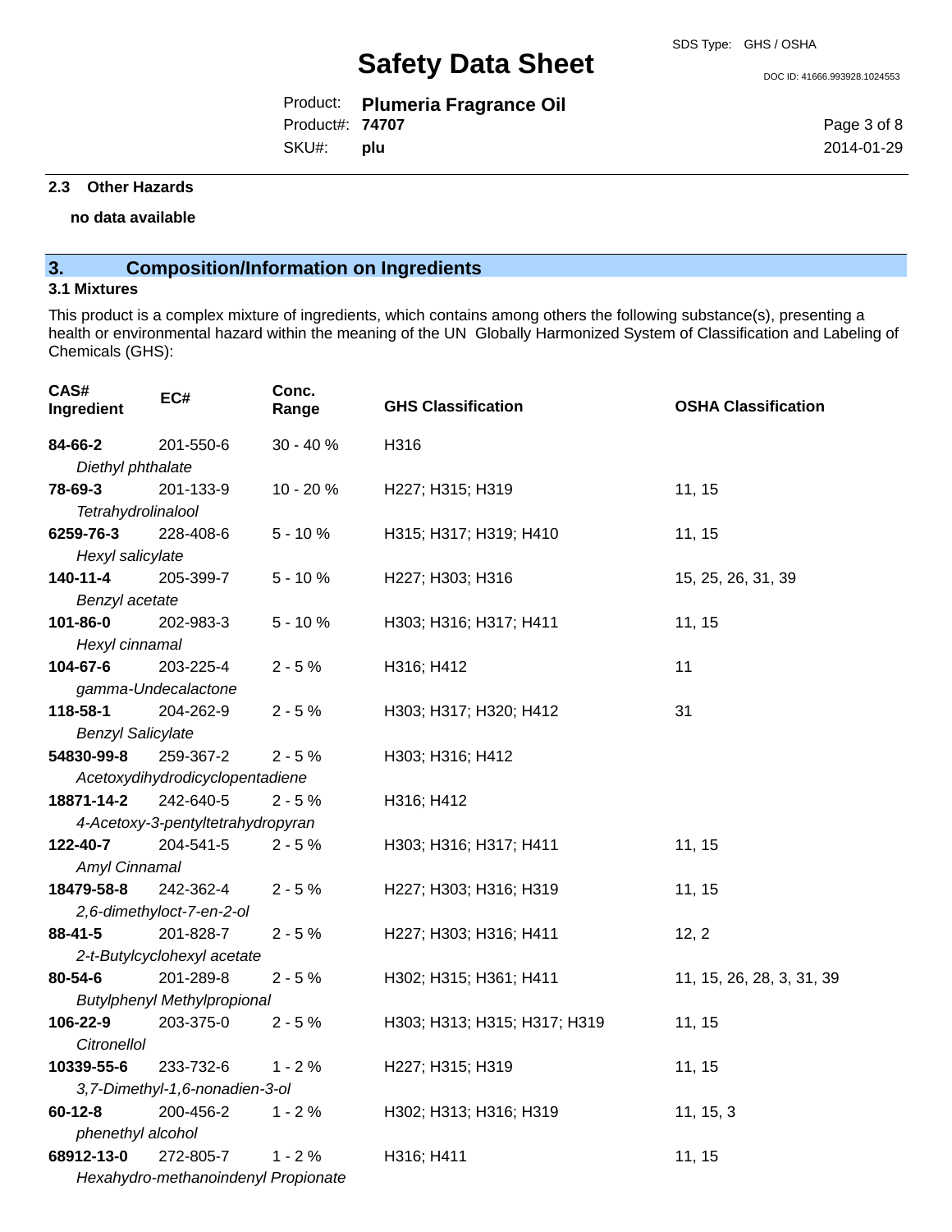### 2.3 Other Hazards

**no data available**

## 3. Composition/Information on Ingredients

### 3.1 Mixtures

This product is a complex mixture of ingredients, which contains among others the following substance(s), presenting a health or environmental hazard within the meaning of the UN Globally Harmonized System of Classification and Labeling of Chemicals (GHS):

| CAS# Ingredient | EC# | Conc. Range | GHS Classification | OSHA Classification |
|---|---|---|---|---|
| **84-66-2** *Diethyl phthalate* | 201-550-6 | 30 - 40 % | H316 | |
| **78-69-3** *Tetrahydrolinalool* | 201-133-9 | 10 - 20 % | H227; H315; H319 | 11, 15 |
| **6259-76-3** *Hexyl salicylate* | 228-408-6 | 5 - 10 % | H315; H317; H319; H410 | 11, 15 |
| **140-11-4** *Benzyl acetate* | 205-399-7 | 5 - 10 % | H227; H303; H316 | 15, 25, 26, 31, 39 |
| **101-86-0** *Hexyl cinnamal* | 202-983-3 | 5 - 10 % | H303; H316; H317; H411 | 11, 15 |
| **104-67-6** *gamma-Undecalactone* | 203-225-4 | 2 - 5 % | H316; H412 | 11 |
| **118-58-1** *Benzyl Salicylate* | 204-262-9 | 2 - 5 % | H303; H317; H320; H412 | 31 |
| **54830-99-8** *Acetoxydihydrodicyclopentadiene* | 259-367-2 | 2 - 5 % | H303; H316; H412 | |
| **18871-14-2** *4-Acetoxy-3-pentyltetrahydropyran* | 242-640-5 | 2 - 5 % | H316; H412 | |
| **122-40-7** *Amyl Cinnamal* | 204-541-5 | 2 - 5 % | H303; H316; H317; H411 | 11, 15 |
| **18479-58-8** *2,6-dimethyloct-7-en-2-ol* | 242-362-4 | 2 - 5 % | H227; H303; H316; H319 | 11, 15 |
| **88-41-5** *2-t-Butylcyclohexyl acetate* | 201-828-7 | 2 - 5 % | H227; H303; H316; H411 | 12, 2 |
| **80-54-6** *Butylphenyl Methylpropional* | 201-289-8 | 2 - 5 % | H302; H315; H361; H411 | 11, 15, 26, 28, 3, 31, 39 |
| **106-22-9** *Citronellol* | 203-375-0 | 2 - 5 % | H303; H313; H315; H317; H319 | 11, 15 |
| **10339-55-6** *3,7-Dimethyl-1,6-nonadien-3-ol* | 233-732-6 | 1 - 2 % | H227; H315; H319 | 11, 15 |
| **60-12-8** *phenethyl alcohol* | 200-456-2 | 1 - 2 % | H302; H313; H316; H319 | 11, 15, 3 |
| **68912-13-0** *Hexahydro-methanoindenyl Propionate* | 272-805-7 | 1 - 2 % | H316; H411 | 11, 15 |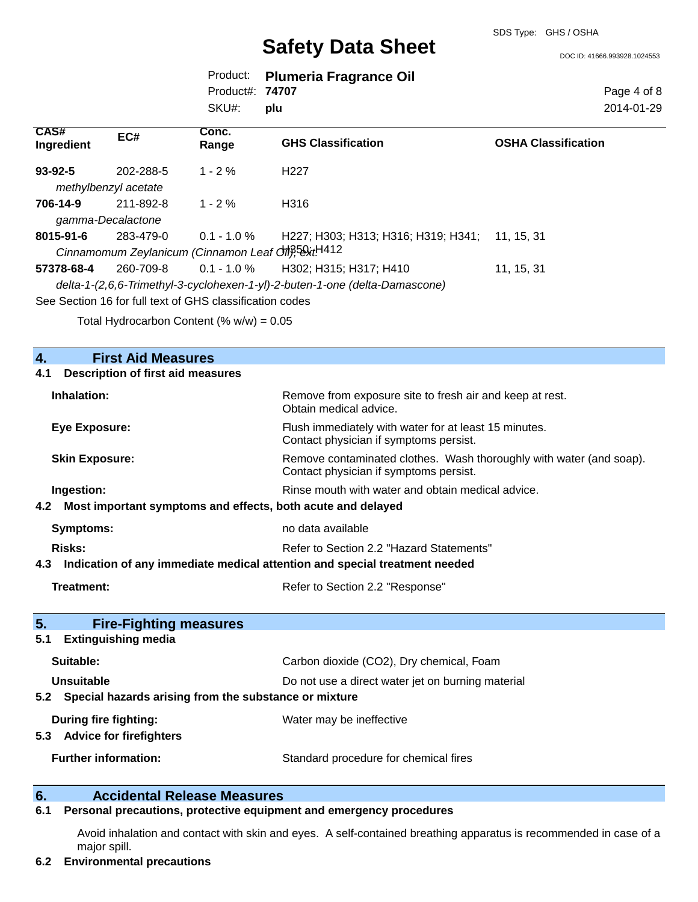| CAS# Ingredient | EC# | Conc. Range | GHS Classification | OSHA Classification |
|---|---|---|---|---|
| **93-92-5** | 202-288-5 | 1 - 2 % | H227 | |
| *methylbenzyl acetate* | | | | |
| **706-14-9** | 211-892-8 | 1 - 2 % | H316 | |
| *gamma-Decalactone* | | | | |
| **8015-91-6** | 283-479-0 | 0.1 - 1.0 % | H227; H303; H313; H316; H319; H341; H350; H412 | 11, 15, 31 |
| *Cinnamomum Zeylanicum (Cinnamon Leaf Oil), ext.* | | | | |
| **57378-68-4** | 260-709-8 | 0.1 - 1.0 % | H302; H315; H317; H410 | 11, 15, 31 |
| *delta-1-(2,6,6-Trimethyl-3-cyclohexen-1-yl)-2-buten-1-one (delta-Damascone)* | | | | |

See Section 16 for full text of GHS classification codes

Total Hydrocarbon Content (% w/w) = 0.05

## 4. First Aid Measures

### 4.1 Description of first aid measures

**Inhalation:** Remove from exposure site to fresh air and keep at rest. Obtain medical advice.

**Eye Exposure:** Flush immediately with water for at least 15 minutes. Contact physician if symptoms persist.

**Skin Exposure:** Remove contaminated clothes. Wash thoroughly with water (and soap). Contact physician if symptoms persist.

**Ingestion:** Rinse mouth with water and obtain medical advice.

### 4.2 Most important symptoms and effects, both acute and delayed

**Symptoms:** no data available

**Risks:** Refer to Section 2.2 "Hazard Statements"

### 4.3 Indication of any immediate medical attention and special treatment needed

**Treatment:** Refer to Section 2.2 "Response"

## 5. Fire-Fighting measures

### 5.1 Extinguishing media

**Suitable:** Carbon dioxide ($CO_2$), Dry chemical, Foam

**Unsuitable** Do not use a direct water jet on burning material

### 5.2 Special hazards arising from the substance or mixture

**During fire fighting:** Water may be ineffective

### 5.3 Advice for firefighters

**Further information:** Standard procedure for chemical fires

## 6. Accidental Release Measures

### 6.1 Personal precautions, protective equipment and emergency procedures

Avoid inhalation and contact with skin and eyes. A self-contained breathing apparatus is recommended in case of a major spill.

### 6.2 Environmental precautions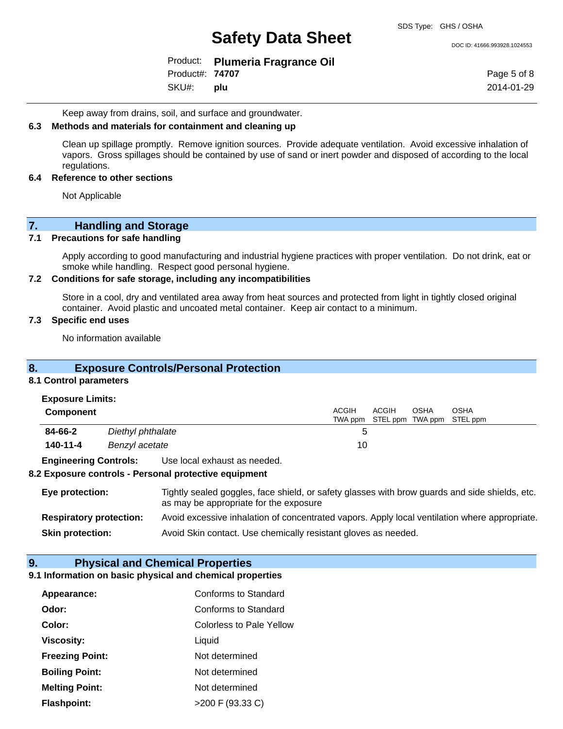Keep away from drains, soil, and surface and groundwater.

### 6.3 Methods and materials for containment and cleaning up

Clean up spillage promptly. Remove ignition sources. Provide adequate ventilation. Avoid excessive inhalation of vapors. Gross spillages should be contained by use of sand or inert powder and disposed of according to the local regulations.

### 6.4 Reference to other sections

Not Applicable

## 7. Handling and Storage

### 7.1 Precautions for safe handling

Apply according to good manufacturing and industrial hygiene practices with proper ventilation. Do not drink, eat or smoke while handling. Respect good personal hygiene.

### 7.2 Conditions for safe storage, including any incompatibilities

Store in a cool, dry and ventilated area away from heat sources and protected from light in tightly closed original container. Avoid plastic and uncoated metal container. Keep air contact to a minimum.

### 7.3 Specific end uses

No information available

## 8. Exposure Controls/Personal Protection

### 8.1 Control parameters

**Exposure Limits:**

| Component | | ACGIH TWA ppm | ACGIH STEL ppm | OSHA TWA ppm | OSHA STEL ppm |
|---|---|---|---|---|---|
| **84-66-2** | *Diethyl phthalate* | 5 | | | |
| **140-11-4** | *Benzyl acetate* | 10 | | | |

**Engineering Controls:** Use local exhaust as needed.

### 8.2 Exposure controls - Personal protective equipment

**Eye protection:** Tightly sealed goggles, face shield, or safety glasses with brow guards and side shields, etc. as may be appropriate for the exposure

**Respiratory protection:** Avoid excessive inhalation of concentrated vapors. Apply local ventilation where appropriate.

**Skin protection:** Avoid Skin contact. Use chemically resistant gloves as needed.

## 9. Physical and Chemical Properties

### 9.1 Information on basic physical and chemical properties

| | |
|---|---|
| **Appearance:** | Conforms to Standard |
| **Odor:** | Conforms to Standard |
| **Color:** | Colorless to Pale Yellow |
| **Viscosity:** | Liquid |
| **Freezing Point:** | Not determined |
| **Boiling Point:** | Not determined |
| **Melting Point:** | Not determined |
| **Flashpoint:** | >200 F (93.33 C) |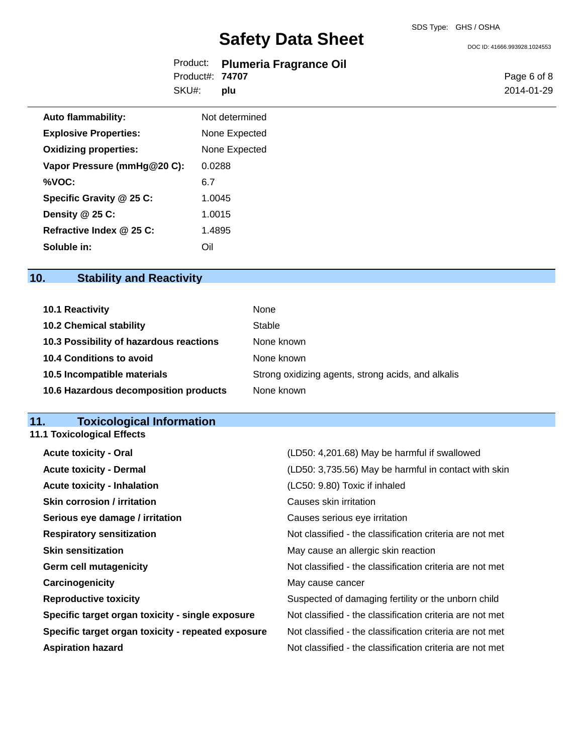| | |
|---|---|
| **Auto flammability:** | Not determined |
| **Explosive Properties:** | None Expected |
| **Oxidizing properties:** | None Expected |
| **Vapor Pressure (mmHg@20 C):** | 0.0288 |
| **%VOC:** | 6.7 |
| **Specific Gravity @ 25 C:** | 1.0045 |
| **Density @ 25 C:** | 1.0015 |
| **Refractive Index @ 25 C:** | 1.4895 |
| **Soluble in:** | Oil |

## 10. Stability and Reactivity

| | |
|---|---|
| **10.1 Reactivity** | None |
| **10.2 Chemical stability** | Stable |
| **10.3 Possibility of hazardous reactions** | None known |
| **10.4 Conditions to avoid** | None known |
| **10.5 Incompatible materials** | Strong oxidizing agents, strong acids, and alkalis |
| **10.6 Hazardous decomposition products** | None known |

## 11. Toxicological Information

### 11.1 Toxicological Effects

| | |
|---|---|
| **Acute toxicity - Oral** | (LD50: 4,201.68) May be harmful if swallowed |
| **Acute toxicity - Dermal** | (LD50: 3,735.56) May be harmful in contact with skin |
| **Acute toxicity - Inhalation** | (LC50: 9.80) Toxic if inhaled |
| **Skin corrosion / irritation** | Causes skin irritation |
| **Serious eye damage / irritation** | Causes serious eye irritation |
| **Respiratory sensitization** | Not classified - the classification criteria are not met |
| **Skin sensitization** | May cause an allergic skin reaction |
| **Germ cell mutagenicity** | Not classified - the classification criteria are not met |
| **Carcinogenicity** | May cause cancer |
| **Reproductive toxicity** | Suspected of damaging fertility or the unborn child |
| **Specific target organ toxicity - single exposure** | Not classified - the classification criteria are not met |
| **Specific target organ toxicity - repeated exposure** | Not classified - the classification criteria are not met |
| **Aspiration hazard** | Not classified - the classification criteria are not met |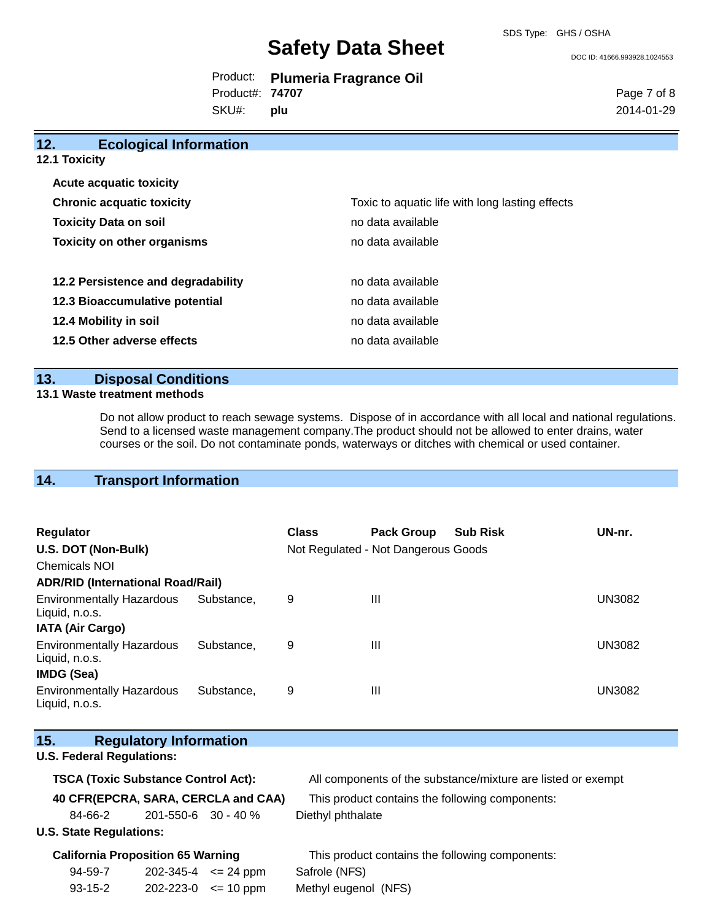## 12. Ecological Information

### 12.1 Toxicity

| | |
|---|---|
| **Acute acquatic toxicity** | |
| **Chronic acquatic toxicity** | Toxic to aquatic life with long lasting effects |
| **Toxicity Data on soil** | no data available |
| **Toxicity on other organisms** | no data available |

| | |
|---|---|
| **12.2 Persistence and degradability** | no data available |
| **12.3 Bioaccumulative potential** | no data available |
| **12.4 Mobility in soil** | no data available |
| **12.5 Other adverse effects** | no data available |

## 13. Disposal Conditions

### 13.1 Waste treatment methods

Do not allow product to reach sewage systems. Dispose of in accordance with all local and national regulations. Send to a licensed waste management company.The product should not be allowed to enter drains, water courses or the soil. Do not contaminate ponds, waterways or ditches with chemical or used container.

## 14. Transport Information

| Regulator | Class | Pack Group | Sub Risk | UN-nr. |
|---|---|---|---|---|
| **U.S. DOT (Non-Bulk)** | Not Regulated - Not Dangerous Goods | | | |
| Chemicals NOI | | | | |
| **ADR/RID (International Road/Rail)** | | | | |
| Environmentally Hazardous Substance, Liquid, n.o.s. | 9 | III | | UN3082 |
| **IATA (Air Cargo)** | | | | |
| Environmentally Hazardous Substance, Liquid, n.o.s. | 9 | III | | UN3082 |
| **IMDG (Sea)** | | | | |
| Environmentally Hazardous Substance, Liquid, n.o.s. | 9 | III | | UN3082 |

## 15. Regulatory Information

**U.S. Federal Regulations:**

**TSCA (Toxic Substance Control Act):** All components of the substance/mixture are listed or exempt

**40 CFR(EPCRA, SARA, CERCLA and CAA)** This product contains the following components:

| | | | |
|---|---|---|---|
| 84-66-2 | 201-550-6 | 30 - 40 % | Diethyl phthalate |

**U.S. State Regulations:**

**California Proposition 65 Warning** This product contains the following components:

| | | | |
|---|---|---|---|
| 94-59-7 | 202-345-4 | <= 24 ppm | Safrole (NFS) |
| 93-15-2 | 202-223-0 | <= 10 ppm | Methyl eugenol (NFS) |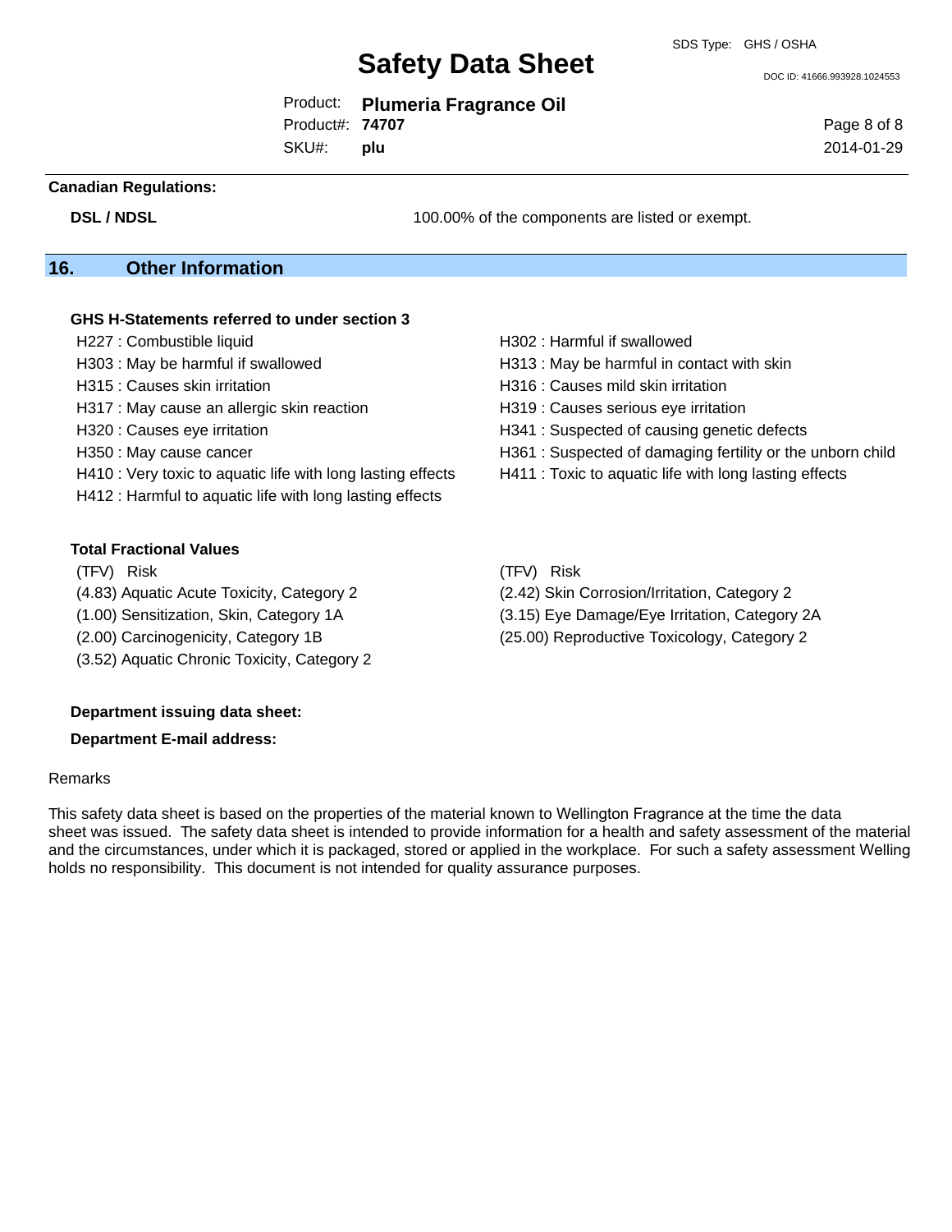**Canadian Regulations:**

**DSL / NDSL** 100.00% of the components are listed or exempt.

## 16. Other Information

**GHS H-Statements referred to under section 3**

H227 : Combustible liquid
H302 : Harmful if swallowed
H303 : May be harmful if swallowed
H313 : May be harmful in contact with skin
H315 : Causes skin irritation
H316 : Causes mild skin irritation
H317 : May cause an allergic skin reaction
H319 : Causes serious eye irritation
H320 : Causes eye irritation
H341 : Suspected of causing genetic defects
H350 : May cause cancer
H361 : Suspected of damaging fertility or the unborn child
H410 : Very toxic to aquatic life with long lasting effects
H411 : Toxic to aquatic life with long lasting effects
H412 : Harmful to aquatic life with long lasting effects

**Total Fractional Values**

| (TFV) | Risk | (TFV) | Risk |
|---|---|---|---|
| (4.83) | Aquatic Acute Toxicity, Category 2 | (2.42) | Skin Corrosion/Irritation, Category 2 |
| (1.00) | Sensitization, Skin, Category 1A | (3.15) | Eye Damage/Eye Irritation, Category 2A |
| (2.00) | Carcinogenicity, Category 1B | (25.00) | Reproductive Toxicology, Category 2 |
| (3.52) | Aquatic Chronic Toxicity, Category 2 | | |

**Department issuing data sheet:**

**Department E-mail address:**

Remarks

This safety data sheet is based on the properties of the material known to Wellington Fragrance at the time the data sheet was issued. The safety data sheet is intended to provide information for a health and safety assessment of the material and the circumstances, under which it is packaged, stored or applied in the workplace. For such a safety assessment Welling holds no responsibility. This document is not intended for quality assurance purposes.